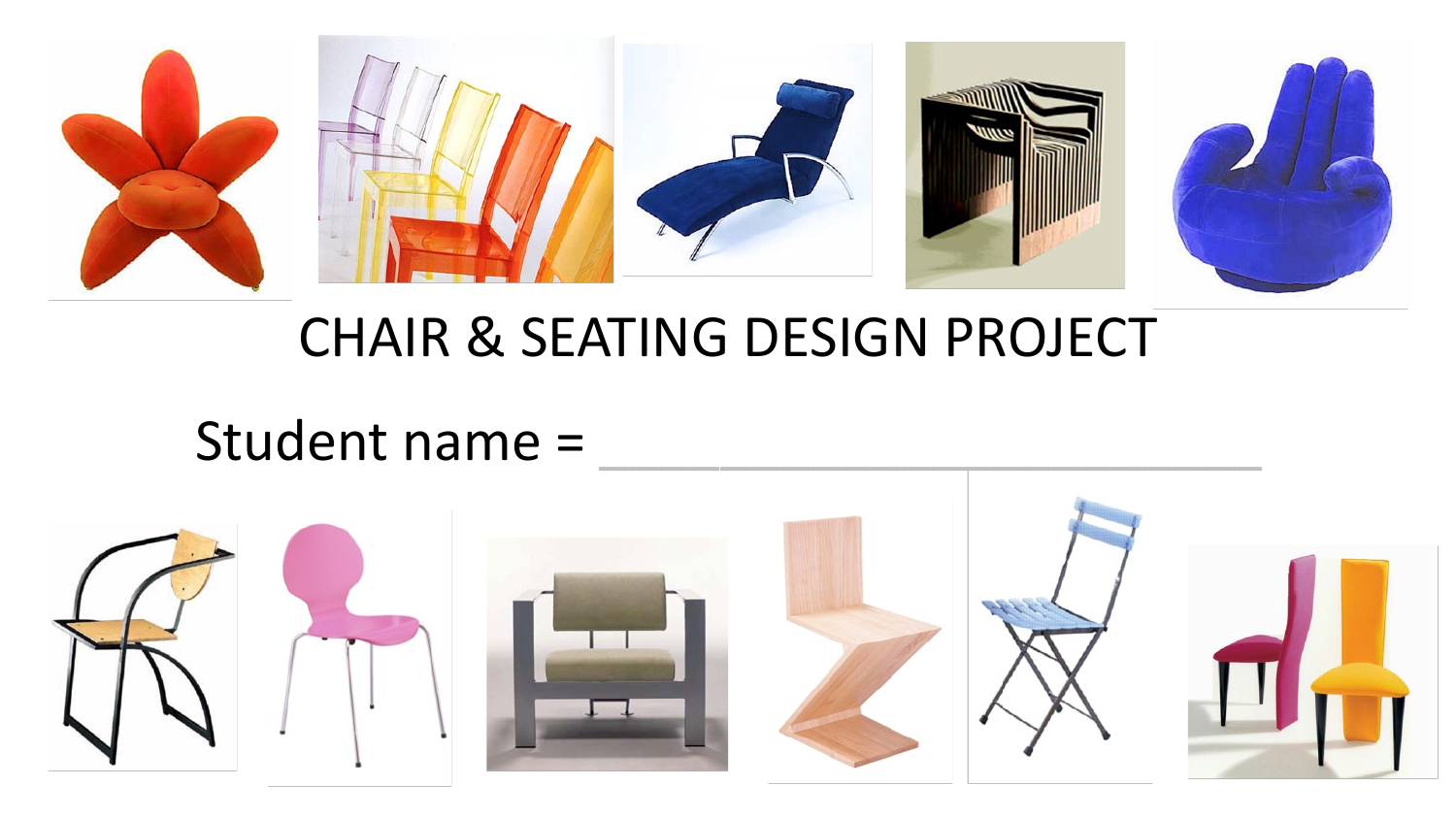# CHAIR & SEATING DESIGN PROJECT

Student name = ___________________________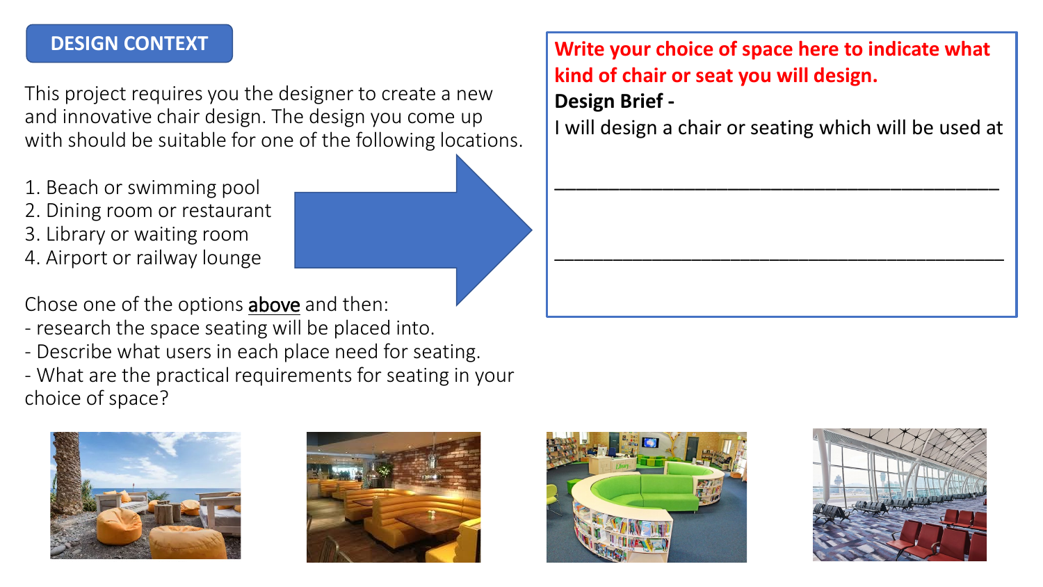## DESIGN CONTEXT

This project requires you the designer to create a new and innovative chair design. The design you come up with should be suitable for one of the following locations.

1. Beach or swimming pool
2. Dining room or restaurant
3. Library or waiting room
4. Airport or railway lounge

Chose one of the options above and then:
- research the space seating will be placed into.
- Describe what users in each place need for seating.
- What are the practical requirements for seating in your choice of space?

**Write your choice of space here to indicate what kind of chair or seat you will design.**

**Design Brief -**

I will design a chair or seating which will be used at

_______________________________________________

_______________________________________________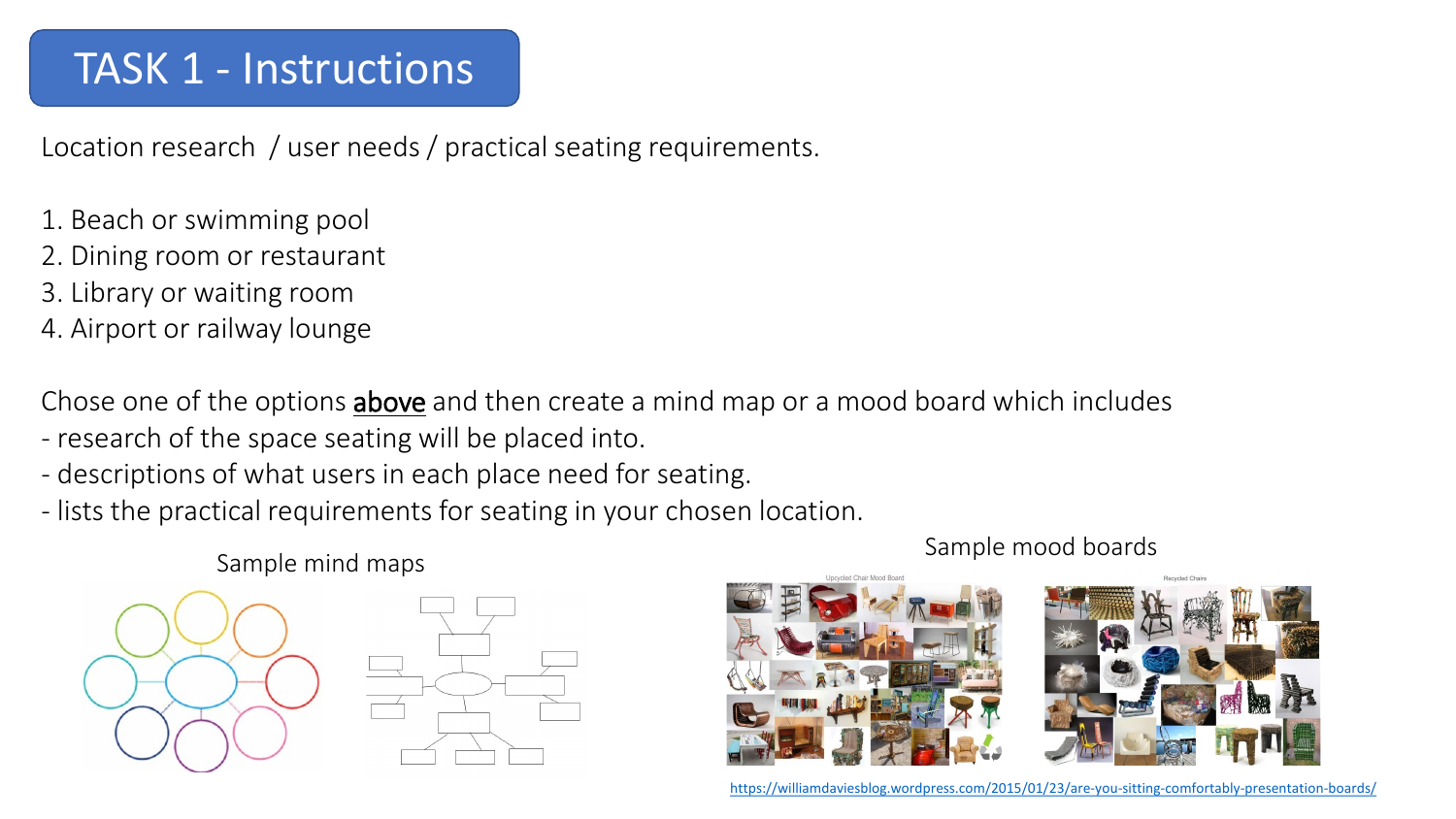# TASK 1 - Instructions

Location research / user needs / practical seating requirements.

1. Beach or swimming pool
2. Dining room or restaurant
3. Library or waiting room
4. Airport or railway lounge

Chose one of the options <u>**above**</u> and then create a mind map or a mood board which includes

- research of the space seating will be placed into.
- descriptions of what users in each place need for seating.
- lists the practical requirements for seating in your chosen location.

Sample mind maps

Sample mood boards

https://williamdaviesblog.wordpress.com/2015/01/23/are-you-sitting-comfortably-presentation-boards/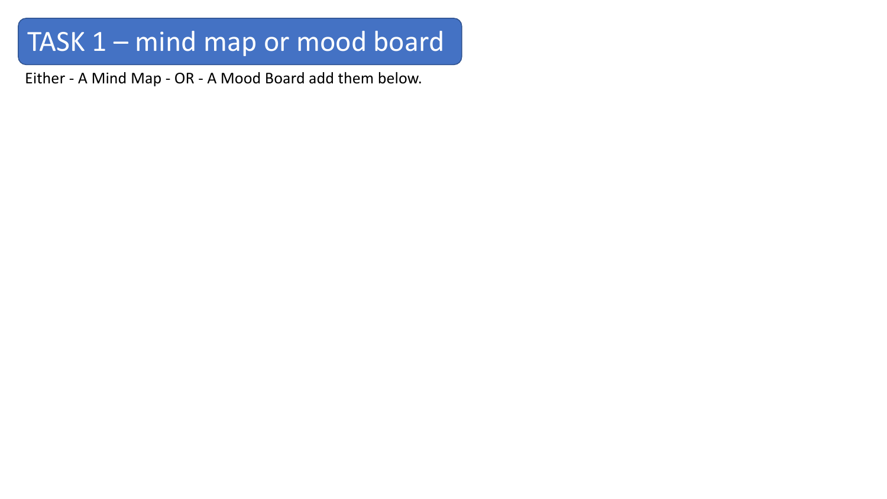# TASK 1 – mind map or mood board

Either - A Mind Map - OR - A Mood Board add them below.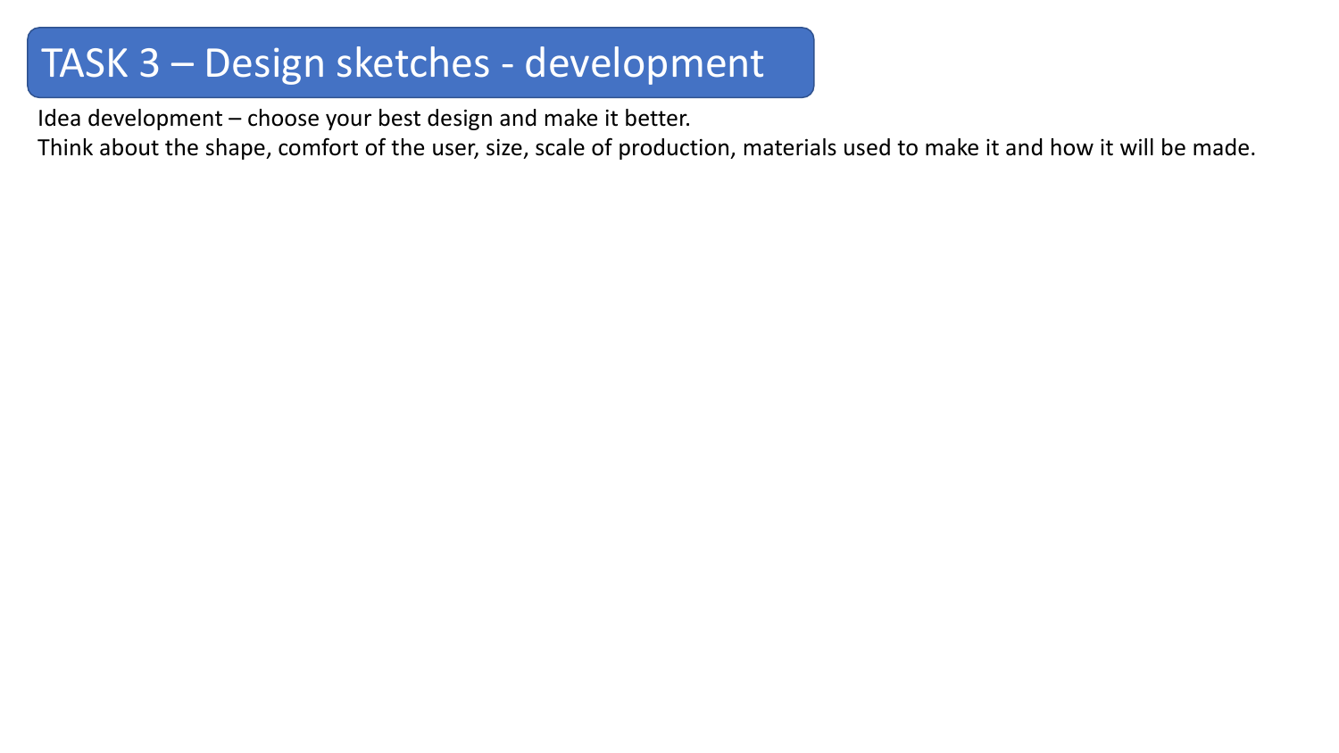# TASK 3 – Design sketches - development

Idea development – choose your best design and make it better.
Think about the shape, comfort of the user, size, scale of production, materials used to make it and how it will be made.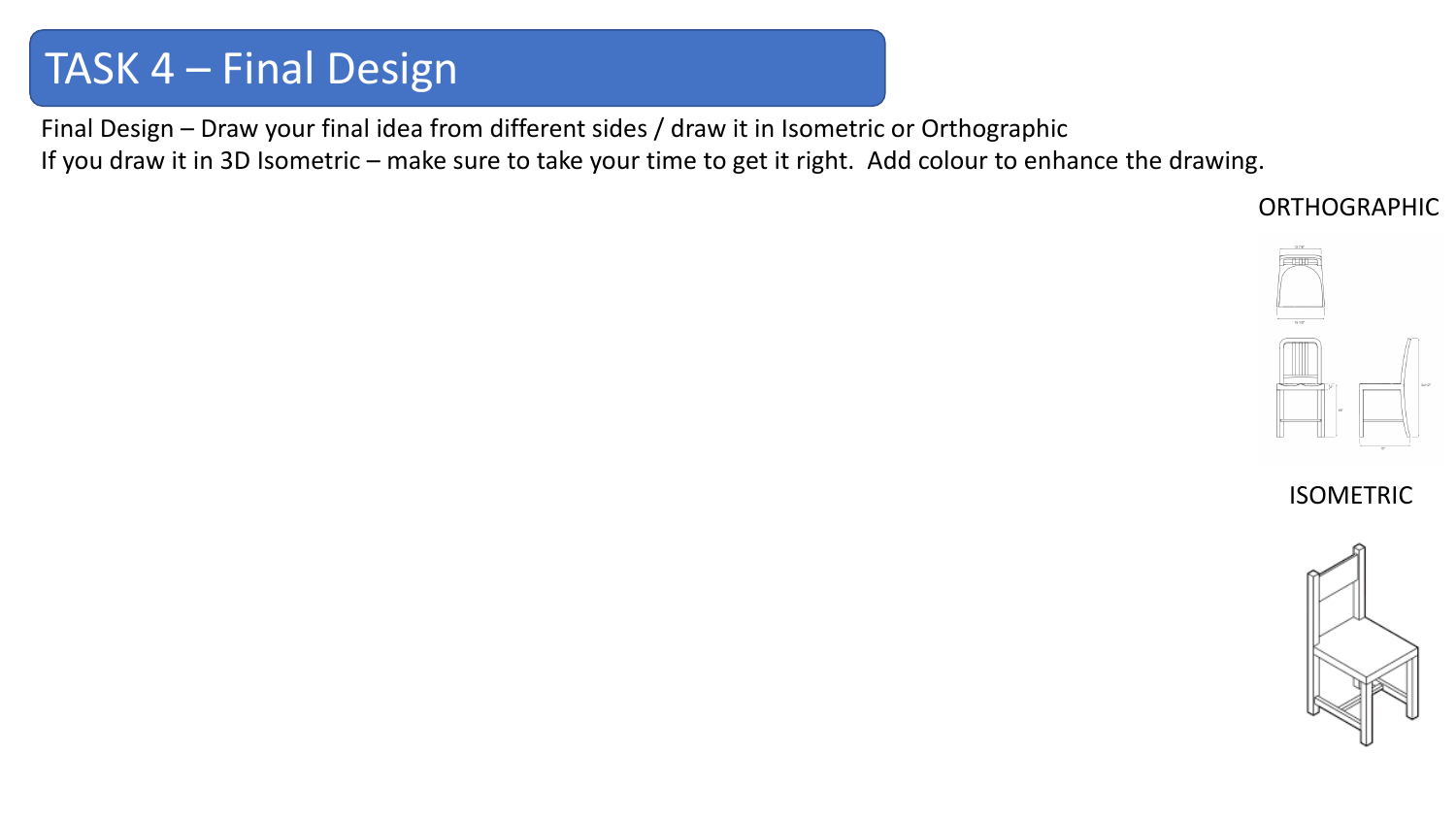# TASK 4 – Final Design

Final Design – Draw your final idea from different sides / draw it in Isometric or Orthographic

If you draw it in 3D Isometric – make sure to take your time to get it right. Add colour to enhance the drawing.

ORTHOGRAPHIC

ISOMETRIC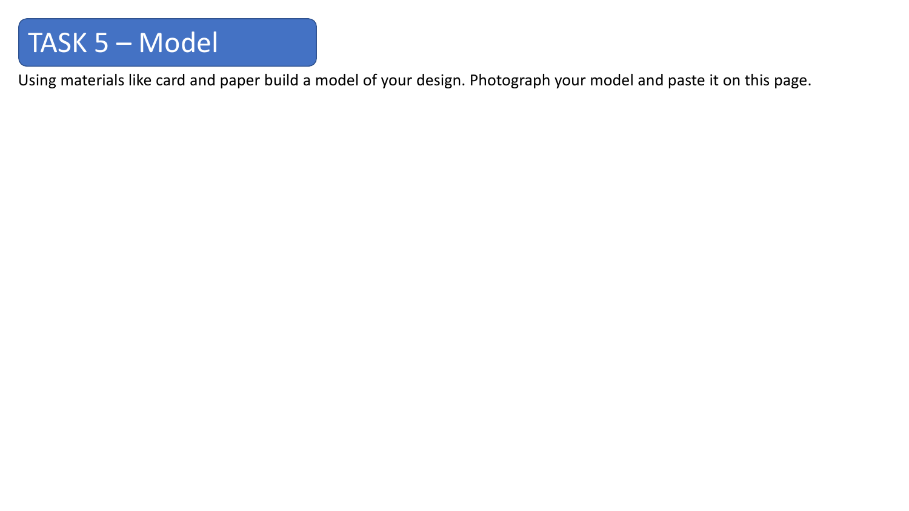# TASK 5 – Model

Using materials like card and paper build a model of your design. Photograph your model and paste it on this page.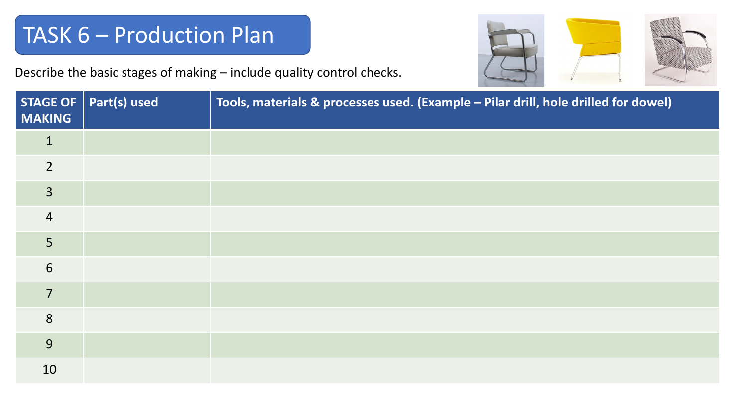# TASK 6 – Production Plan

Describe the basic stages of making – include quality control checks.

| STAGE OF MAKING | Part(s) used | Tools, materials & processes used. (Example – Pilar drill, hole drilled for dowel) |
| --- | --- | --- |
| 1 | | |
| 2 | | |
| 3 | | |
| 4 | | |
| 5 | | |
| 6 | | |
| 7 | | |
| 8 | | |
| 9 | | |
| 10 | | |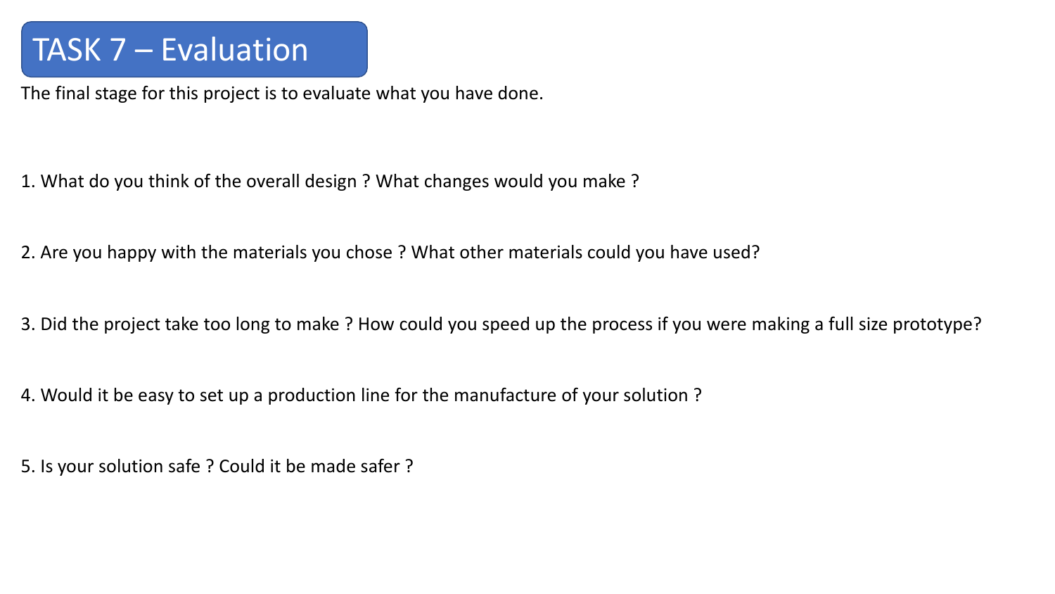# TASK 7 – Evaluation

The final stage for this project is to evaluate what you have done.

1. What do you think of the overall design ? What changes would you make ?

2. Are you happy with the materials you chose ? What other materials could you have used?

3. Did the project take too long to make ? How could you speed up the process if you were making a full size prototype?

4. Would it be easy to set up a production line for the manufacture of your solution ?

5. Is your solution safe ? Could it be made safer ?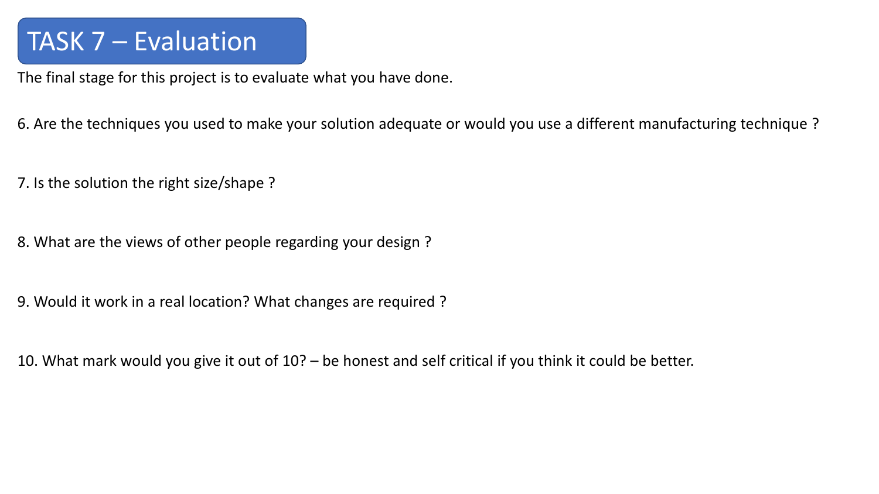# TASK 7 – Evaluation

The final stage for this project is to evaluate what you have done.

6. Are the techniques you used to make your solution adequate or would you use a different manufacturing technique ?

7. Is the solution the right size/shape ?

8. What are the views of other people regarding your design ?

9. Would it work in a real location? What changes are required ?

10. What mark would you give it out of 10? – be honest and self critical if you think it could be better.